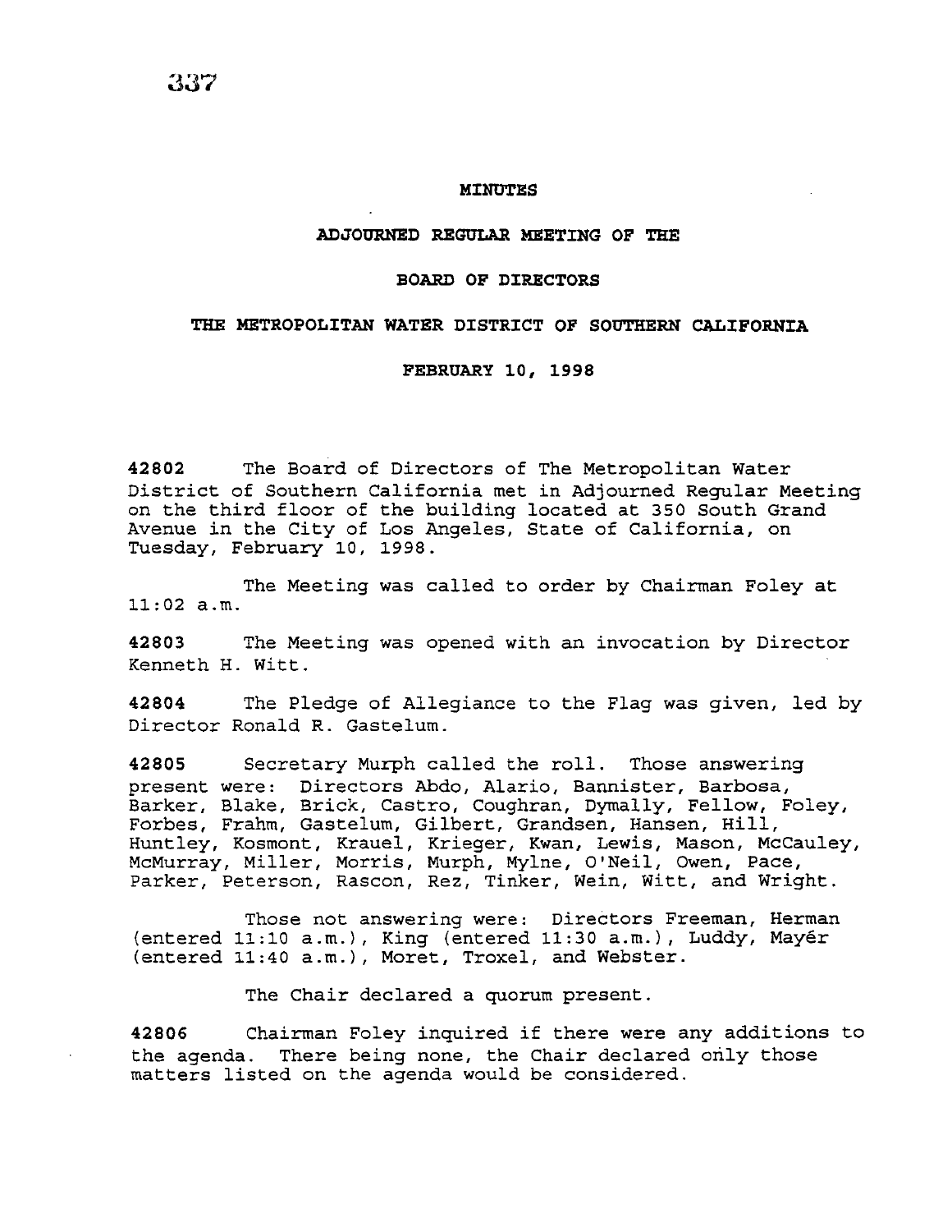# MINUTES

## ADJOURNED REGULAR MEETING OF THE

## BOARD OF DIRECTORS

## THE METROPOLITAN WATER DISTRICT OF SOUTHERN CALIFORNIA

## FEBRUARY 10, 1998

**42802** The Board of Directors of The Metropolitan Water District of Southern California met in Adjourned Regular Meeting on the third floor of the building located at 350 South Grand Avenue in the City of Los Angeles, State of California, on Tuesday, February 10, 1998.

The Meeting was called to order by Chairman Foley at 11:02 a.m.

**42803** The Meeting was opened with an invocation by Director Kenneth H. Witt.

**42804** The Pledge of Allegiance to the Flag was given, led by Director Ronald R. Gastelum.

**42805** Secretary Murph called the roll. Those answering present were: Directors Abdo, Alario, Bannister, Barbosa, Barker, Blake, Brick, Castro, Coughran, Dymally, Fellow, Foley, Forbes, Frahm, Gastelum, Gilbert, Grandsen, Hansen, Hill, Huntley, Kosmont, Krauel, Krieger, Kwan, Lewis, Mason, McCauley, McMurray, Miller, Morris, Murph, Mylne, O'Neil, Owen, Pace, Parker, Peterson, Rascon, Rez, Tinker, Wein, Witt, and Wright.

Those not answering were: Directors Freeman, Herman (entered 11:10 a.m.), King (entered 11:30 a.m.), Luddy, Mayér (entered 11:40 a.m.), Moret, Troxel, and Webster.

The Chair declared a quorum present.

**42806** Chairman Foley inquired if there were any additions to the agenda. There being none, the Chair declared only those matters listed on the agenda would be considered.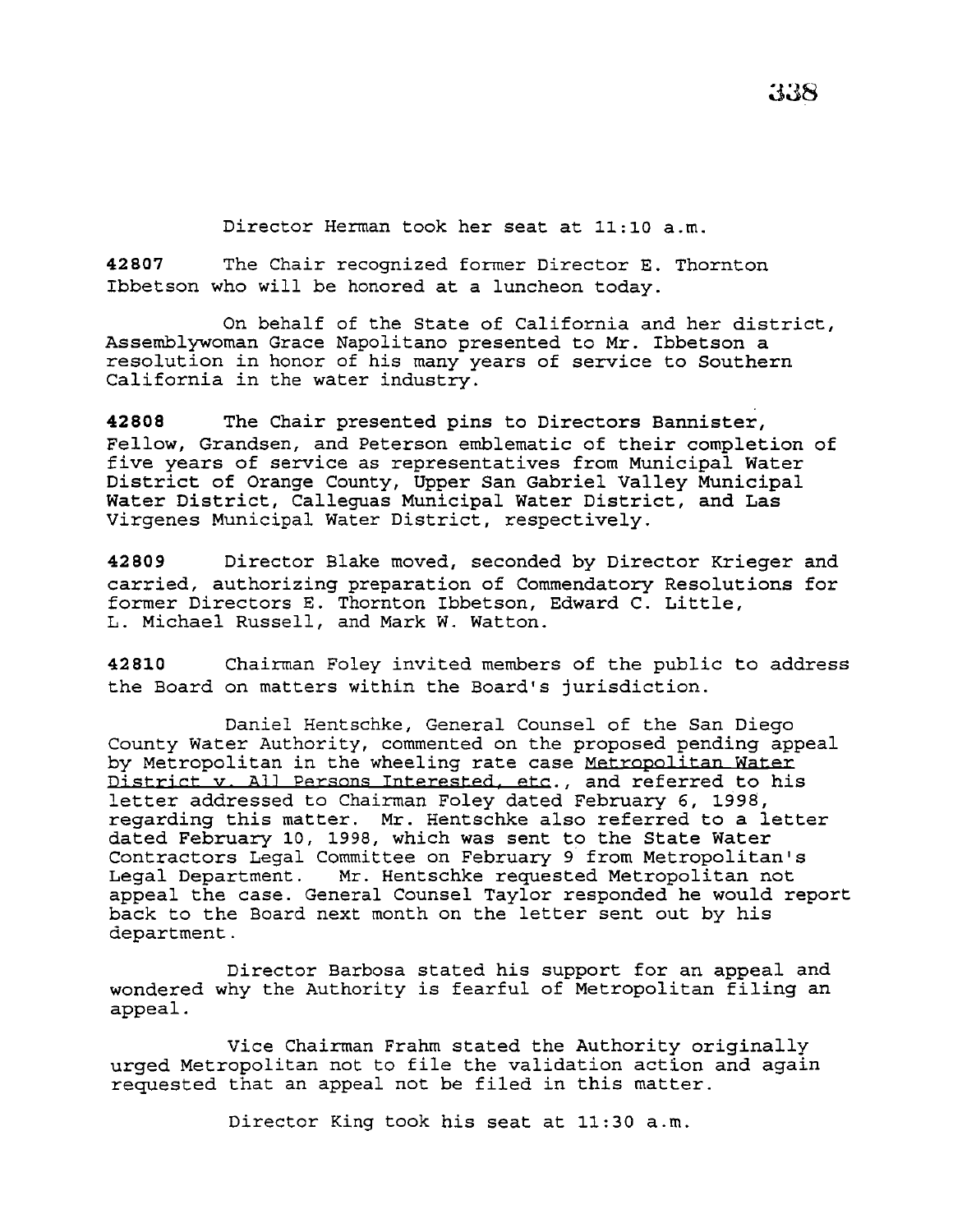Director Herman took her seat at 11:10 a.m.

**42807** The Chair recognized former Director E. Thornton Ibbetson who will be honored at a luncheon today.

On behalf of the State of California and her district, Assemblywoman Grace Napolitano presented to Mr. Ibbetson a resolution in honor of his many years of service to Southern California in the water industry.

**42808** The Chair presented pins to Directors Bannister, Fellow, Grandsen, and Peterson emblematic of their completion of five years of service as representatives from Municipal Water District of Orange County, Upper San Gabriel Valley Municipal Water District, Calleguas Municipal Water District, and Las Virgenes Municipal Water District, respectively.

**42809** Director Blake moved, seconded by Director Krieger and carried, authorizing preparation of Commendatory Resolutions for former Directors E. Thornton Ibbetson, Edward C. Little, L. Michael Russell, and Mark W. Watton.

**42810** Chairman Foley invited members of the public to address the Board on matters within the Board's jurisdiction.

Daniel Hentschke, General Counsel of the San Diego County Water Authority, commented on the proposed pending appeal by Metropolitan in the wheeling rate case Metropolitan Water District v. All Persons Interested, etc., and referred to his letter addressed to Chairman Foley dated February 6, 1998, regarding this matter. Mr. Hentschke also referred to a letter dated February 10, 1998, which was sent to the State Water Contractors Legal Committee on February 9 from Metropolitan's Legal Department. Mr. Hentschke requested Metropolitan not appeal the case. General Counsel Taylor responded he would report back to the Board next month on the letter sent out by his department.

Director Barbosa stated his support for an appeal and wondered why the Authority is fearful of Metropolitan filing an appeal.

Vice Chairman Frahm stated the Authority originally urged Metropolitan not to file the validation action and again requested that an appeal not be filed in this matter.

Director King took his seat at 11:30 a.m.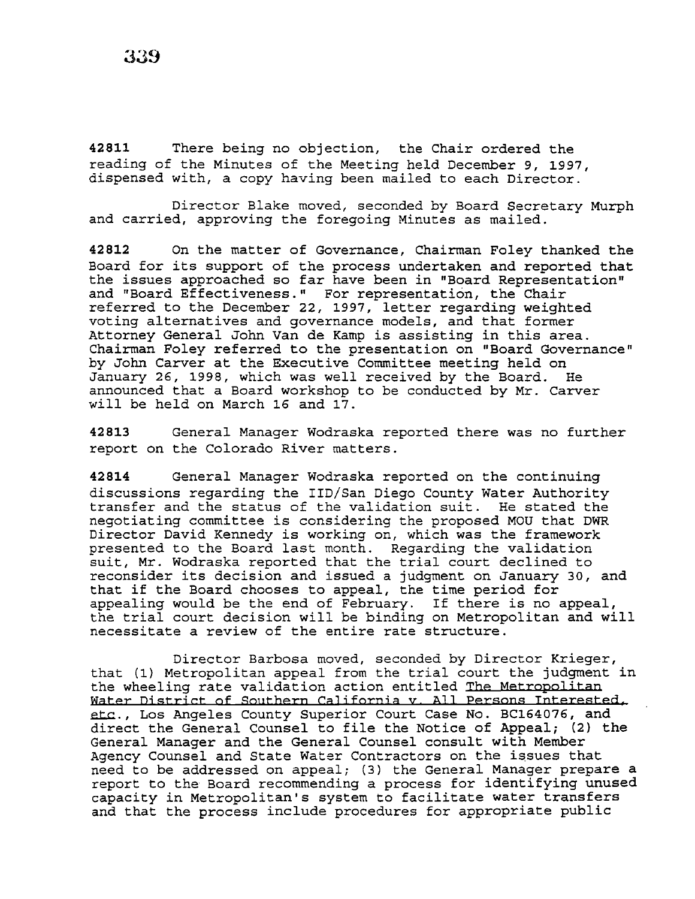**42811** There being no objection, the Chair ordered the reading of the Minutes of the Meeting held December 9, 1997, dispensed with, a copy having been mailed to each Director.

Director Blake moved, seconded by Board Secretary Murph and carried, approving the foregoing Minutes as mailed.

**42812** On the matter of Governance, Chairman Foley thanked the Board for its support of the process undertaken and reported that the issues approached so far have been in "Board Representation" and "Board Effectiveness." For representation, the Chair referred to the December 22, 1997, letter regarding weighted voting alternatives and governance models, and that former Attorney General John Van de Kamp is assisting in this area. Chairman Foley referred to the presentation on "Board Governance" by John Carver at the Executive Committee meeting held on January 26, 1998, which was well received by the Board. He announced that a Board workshop to be conducted by Mr. Carver will be held on March 16 and 17.

**42813** General Manager Wodraska reported there was no further report on the Colorado River matters.

**42814** General Manager Wodraska reported on the continuing discussions regarding the IID/San Diego County Water Authority transfer and the status of the validation suit. He stated the negotiating committee is considering the proposed MOU that DWR Director David Kennedy is working on, which was the framework presented to the Board last month. Regarding the validation suit, Mr. Wodraska reported that the trial court declined to reconsider its decision and issued a judgment on January 30, and that if the Board chooses to appeal, the time period for appealing would be the end of February. If there is no appeal, the trial court decision will be binding on Metropolitan and will necessitate a review of the entire rate structure.

Director Barbosa moved, seconded by Director Krieger, that (1) Metropolitan appeal from the trial court the judgment in the wheeling rate validation action entitled The Metropolitan Water District of Southern California v. All Persons Interested, etc., Los Angeles County Superior Court Case No. BC164076, and direct the General Counsel to file the Notice of Appeal; (2) the General Manager and the General Counsel consult with Member Agency Counsel and State Water Contractors on the issues that need to be addressed on appeal; (3) the General Manager prepare a report to the Board recommending a process for identifying unused capacity in Metropolitan's system to facilitate water transfers and that the process include procedures for appropriate public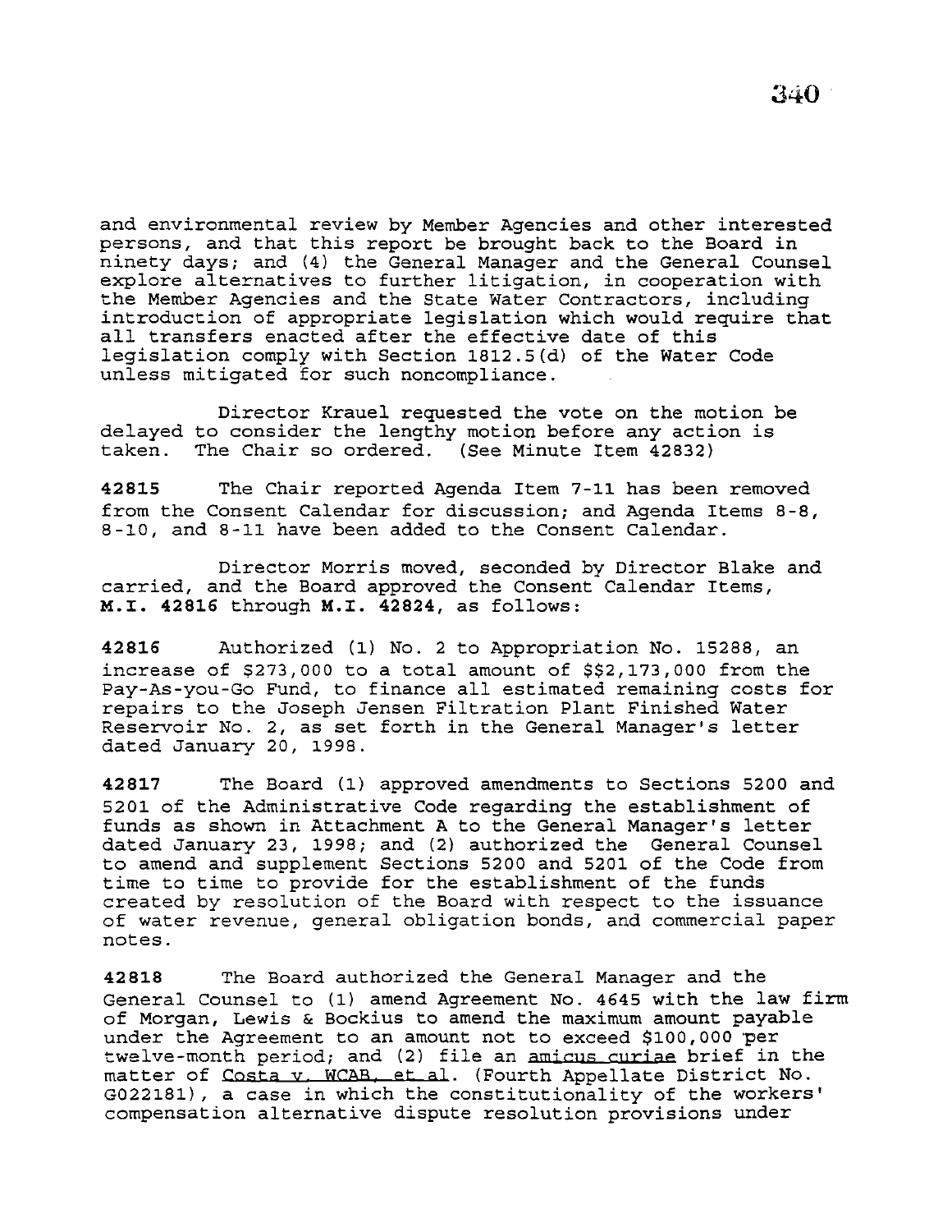and environmental review by Member Agencies and other interested persons, and that this report be brought back to the Board in ninety days; and (4) the General Manager and the General Counsel explore alternatives to further litigation, in cooperation with the Member Agencies and the State Water Contractors, including introduction of appropriate legislation which would require that all transfers enacted after the effective date of this legislation comply with Section 1812.5(d) of the Water Code unless mitigated for such noncompliance.

Director Krauel requested the vote on the motion be delayed to consider the lengthy motion before any action is taken. The Chair so ordered. (See Minute Item 42832)

**42815** The Chair reported Agenda Item 7-11 has been removed from the Consent Calendar for discussion; and Agenda Items 8-8, 8-10, and 8-11 have been added to the Consent Calendar.

Director Morris moved, seconded by Director Blake and carried, and the Board approved the Consent Calendar Items, **M.I. 42816** through **M.I. 42824**, as follows:

**42816** Authorized (1) No. 2 to Appropriation No. 15288, an increase of $273,000 to a total amount of $$2,173,000 from the Pay-As-you-Go Fund, to finance all estimated remaining costs for repairs to the Joseph Jensen Filtration Plant Finished Water Reservoir No. 2, as set forth in the General Manager's letter dated January 20, 1998.

**42817** The Board (1) approved amendments to Sections 5200 and 5201 of the Administrative Code regarding the establishment of funds as shown in Attachment A to the General Manager's letter dated January 23, 1998; and (2) authorized the General Counsel to amend and supplement Sections 5200 and 5201 of the Code from time to time to provide for the establishment of the funds created by resolution of the Board with respect to the issuance of water revenue, general obligation bonds, and commercial paper notes.

**42818** The Board authorized the General Manager and the General Counsel to (1) amend Agreement No. 4645 with the law firm of Morgan, Lewis & Bockius to amend the maximum amount payable under the Agreement to an amount not to exceed $100,000 per twelve-month period; and (2) file an amicus curiae brief in the matter of Costa v. WCAB, et al. (Fourth Appellate District No. G022181), a case in which the constitutionality of the workers' compensation alternative dispute resolution provisions under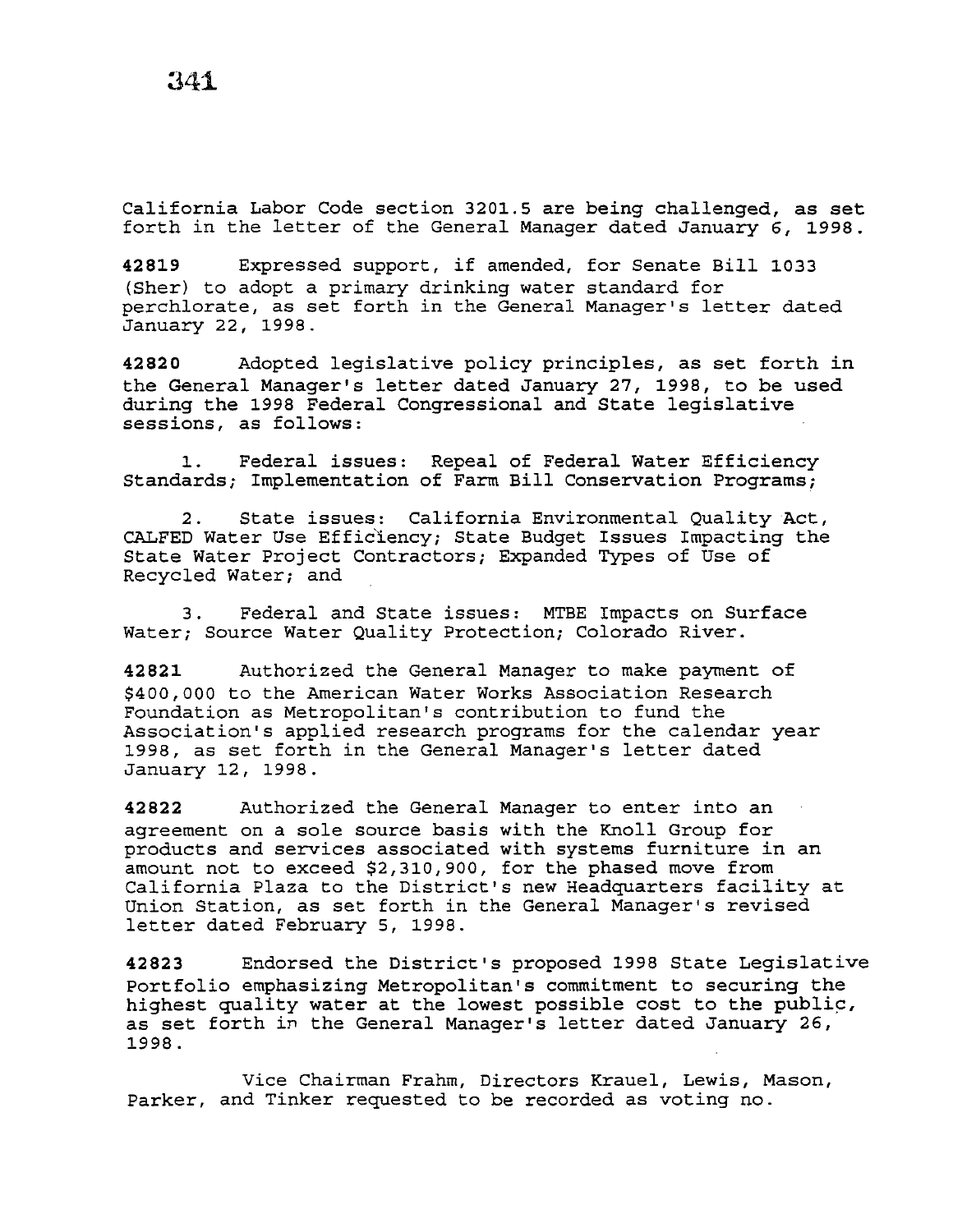California Labor Code section 3201.5 are being challenged, as set forth in the letter of the General Manager dated January 6, 1998.

**42819** Expressed support, if amended, for Senate Bill 1033 (Sher) to adopt a primary drinking water standard for perchlorate, as set forth in the General Manager's letter dated January 22, 1998.

**42820** Adopted legislative policy principles, as set forth in the General Manager's letter dated January 27, 1998, to be used during the 1998 Federal Congressional and State legislative sessions, as follows:

1. Federal issues: Repeal of Federal Water Efficiency Standards; Implementation of Farm Bill Conservation Programs;

2. State issues: California Environmental Quality Act, CALFED Water Use Efficiency; State Budget Issues Impacting the State Water Project Contractors; Expanded Types of Use of Recycled Water; and

3. Federal and State issues: MTBE Impacts on Surface Water; Source Water Quality Protection; Colorado River.

**42821** Authorized the General Manager to make payment of $400,000 to the American Water Works Association Research Foundation as Metropolitan's contribution to fund the Association's applied research programs for the calendar year 1998, as set forth in the General Manager's letter dated January 12, 1998.

**42822** Authorized the General Manager to enter into an agreement on a sole source basis with the Knoll Group for products and services associated with systems furniture in an amount not to exceed $2,310,900, for the phased move from California Plaza to the District's new Headquarters facility at Union Station, as set forth in the General Manager's revised letter dated February 5, 1998.

**42823** Endorsed the District's proposed 1998 State Legislative Portfolio emphasizing Metropolitan's commitment to securing the highest quality water at the lowest possible cost to the public, as set forth in the General Manager's letter dated January 26, 1998.

Vice Chairman Frahm, Directors Krauel, Lewis, Mason, Parker, and Tinker requested to be recorded as voting no.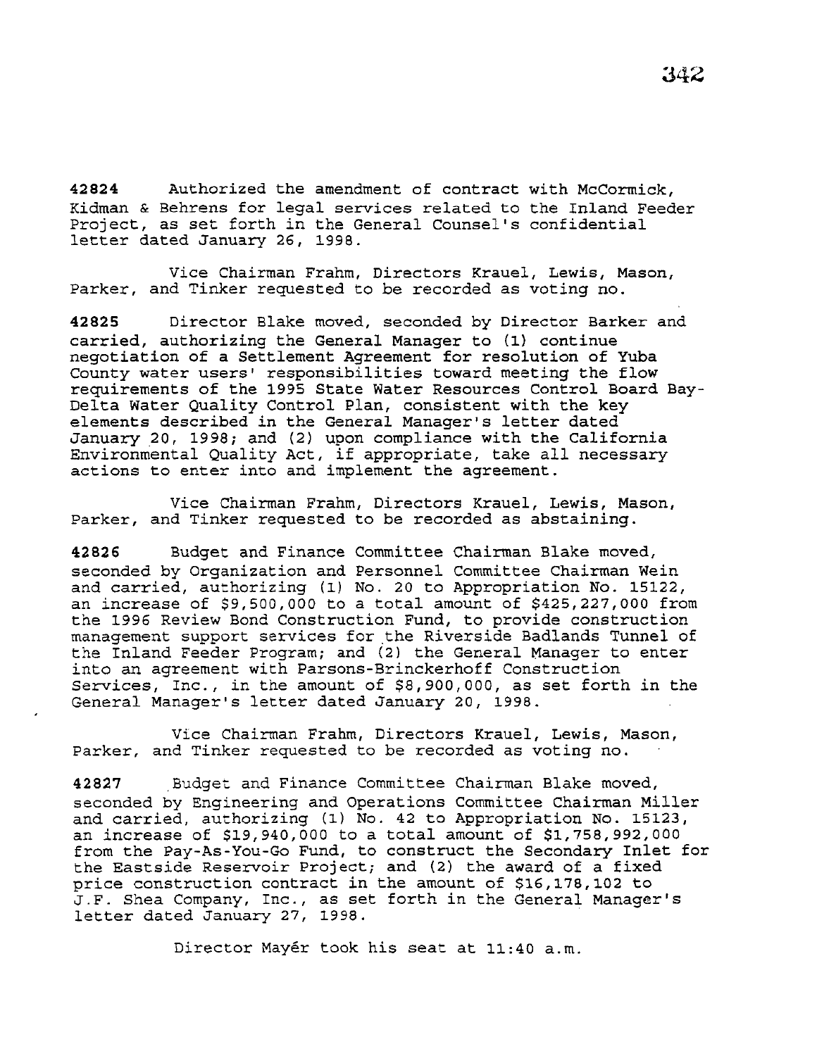**42824** Authorized the amendment of contract with McCormick, Kidman & Behrens for legal services related to the Inland Feeder Project, as set forth in the General Counsel's confidential letter dated January 26, 1998.

Vice Chairman Frahm, Directors Krauel, Lewis, Mason, Parker, and Tinker requested to be recorded as voting no.

**42825** Director Blake moved, seconded by Director Barker and carried, authorizing the General Manager to (1) continue negotiation of a Settlement Agreement for resolution of Yuba County water users' responsibilities toward meeting the flow requirements of the 1995 State Water Resources Control Board Bay-Delta Water Quality Control Plan, consistent with the key elements described in the General Manager's letter dated January 20, 1998; and (2) upon compliance with the California Environmental Quality Act, if appropriate, take all necessary actions to enter into and implement the agreement.

Vice Chairman Frahm, Directors Krauel, Lewis, Mason, Parker, and Tinker requested to be recorded as abstaining.

**42826** Budget and Finance Committee Chairman Blake moved, seconded by Organization and Personnel Committee Chairman Wein and carried, authorizing (1) No. 20 to Appropriation No. 15122, an increase of $9,500,000 to a total amount of $425,227,000 from the 1996 Review Bond Construction Fund, to provide construction management support services for the Riverside Badlands Tunnel of the Inland Feeder Program; and (2) the General Manager to enter into an agreement with Parsons-Brinckerhoff Construction Services, Inc., in the amount of $8,900,000, as set forth in the General Manager's letter dated January 20, 1998.

Vice Chairman Frahm, Directors Krauel, Lewis, Mason, Parker, and Tinker requested to be recorded as voting no.

**42827** Budget and Finance Committee Chairman Blake moved, seconded by Engineering and Operations Committee Chairman Miller and carried, authorizing (1) No. 42 to Appropriation No. 15123, an increase of $19,940,000 to a total amount of $1,758,992,000 from the Pay-As-You-Go Fund, to construct the Secondary Inlet for the Eastside Reservoir Project; and (2) the award of a fixed price construction contract in the amount of $16,178,102 to J.F. Shea Company, Inc., as set forth in the General Manager's letter dated January 27, 1998.

Director Mayér took his seat at 11:40 a.m.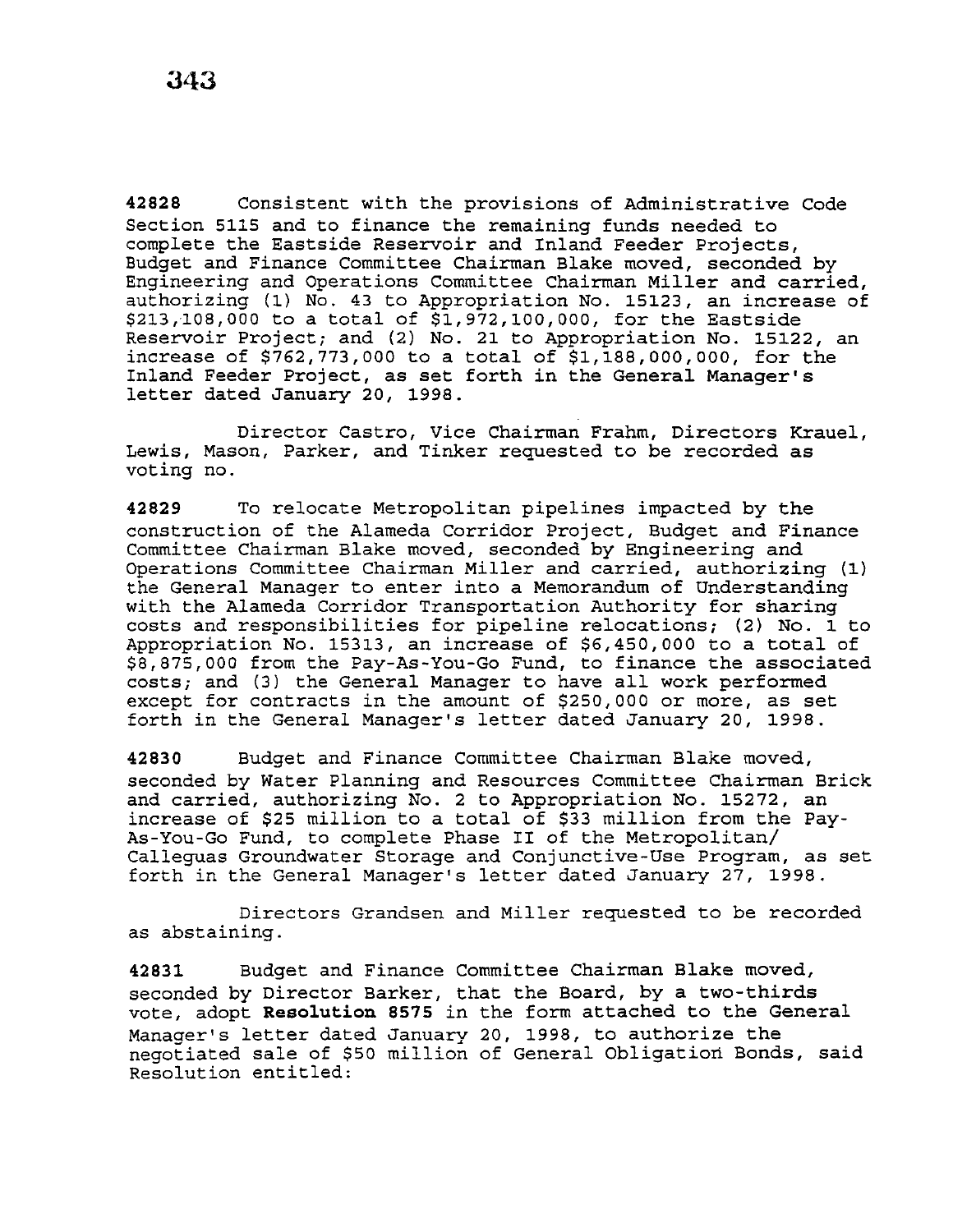**42828** Consistent with the provisions of Administrative Code Section 5115 and to finance the remaining funds needed to complete the Eastside Reservoir and Inland Feeder Projects, Budget and Finance Committee Chairman Blake moved, seconded by Engineering and Operations Committee Chairman Miller and carried, authorizing (1) No. 43 to Appropriation No. 15123, an increase of $213,108,000 to a total of $1,972,100,000, for the Eastside Reservoir Project; and (2) No. 21 to Appropriation No. 15122, an increase of $762,773,000 to a total of $1,188,000,000, for the Inland Feeder Project, as set forth in the General Manager's letter dated January 20, 1998.

Director Castro, Vice Chairman Frahm, Directors Krauel, Lewis, Mason, Parker, and Tinker requested to be recorded as voting no.

**42829** To relocate Metropolitan pipelines impacted by the construction of the Alameda Corridor Project, Budget and Finance Committee Chairman Blake moved, seconded by Engineering and Operations Committee Chairman Miller and carried, authorizing (1) the General Manager to enter into a Memorandum of Understanding with the Alameda Corridor Transportation Authority for sharing costs and responsibilities for pipeline relocations; (2) No. 1 to Appropriation No. 15313, an increase of $6,450,000 to a total of $8,875,000 from the Pay-As-You-Go Fund, to finance the associated costs; and (3) the General Manager to have all work performed except for contracts in the amount of $250,000 or more, as set forth in the General Manager's letter dated January 20, 1998.

**42830** Budget and Finance Committee Chairman Blake moved, seconded by Water Planning and Resources Committee Chairman Brick and carried, authorizing No. 2 to Appropriation No. 15272, an increase of $25 million to a total of $33 million from the Pay-As-You-Go Fund, to complete Phase II of the Metropolitan/ Calleguas Groundwater Storage and Conjunctive-Use Program, as set forth in the General Manager's letter dated January 27, 1998.

Directors Grandsen and Miller requested to be recorded as abstaining.

**42831** Budget and Finance Committee Chairman Blake moved, seconded by Director Barker, that the Board, by a two-thirds vote, adopt **Resolution 8575** in the form attached to the General Manager's letter dated January 20, 1998, to authorize the negotiated sale of $50 million of General Obligation Bonds, said Resolution entitled: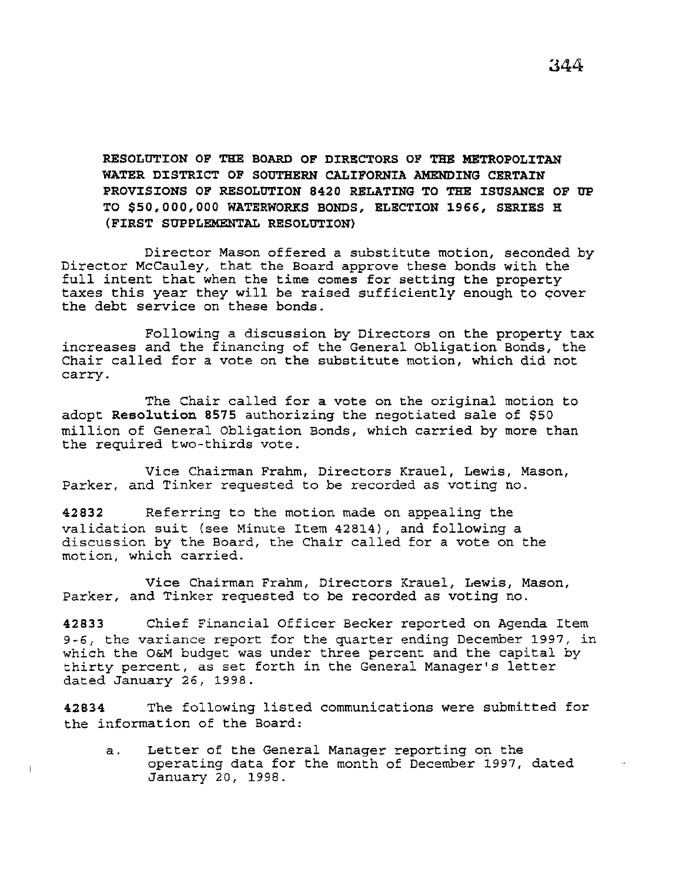**RESOLUTION OF THE BOARD OF DIRECTORS OF THE METROPOLITAN WATER DISTRICT OF SOUTHERN CALIFORNIA AMENDING CERTAIN PROVISIONS OF RESOLUTION 8420 RELATING TO THE ISUSANCE OF UP TO $50,000,000 WATERWORKS BONDS, ELECTION 1966, SERIES H (FIRST SUPPLEMENTAL RESOLUTION)**

Director Mason offered a substitute motion, seconded by Director McCauley, that the Board approve these bonds with the full intent that when the time comes for setting the property taxes this year they will be raised sufficiently enough to cover the debt service on these bonds.

Following a discussion by Directors on the property tax increases and the financing of the General Obligation Bonds, the Chair called for a vote on the substitute motion, which did not carry.

The Chair called for a vote on the original motion to adopt **Resolution 8575** authorizing the negotiated sale of $50 million of General Obligation Bonds, which carried by more than the required two-thirds vote.

Vice Chairman Frahm, Directors Krauel, Lewis, Mason, Parker, and Tinker requested to be recorded as voting no.

**42832** Referring to the motion made on appealing the validation suit (see Minute Item 42814), and following a discussion by the Board, the Chair called for a vote on the motion, which carried.

Vice Chairman Frahm, Directors Krauel, Lewis, Mason, Parker, and Tinker requested to be recorded as voting no.

**42833** Chief Financial Officer Becker reported on Agenda Item 9-6, the variance report for the quarter ending December 1997, in which the O&M budget was under three percent and the capital by thirty percent, as set forth in the General Manager's letter dated January 26, 1998.

**42834** The following listed communications were submitted for the information of the Board:

a. Letter of the General Manager reporting on the operating data for the month of December 1997, dated January 20, 1998.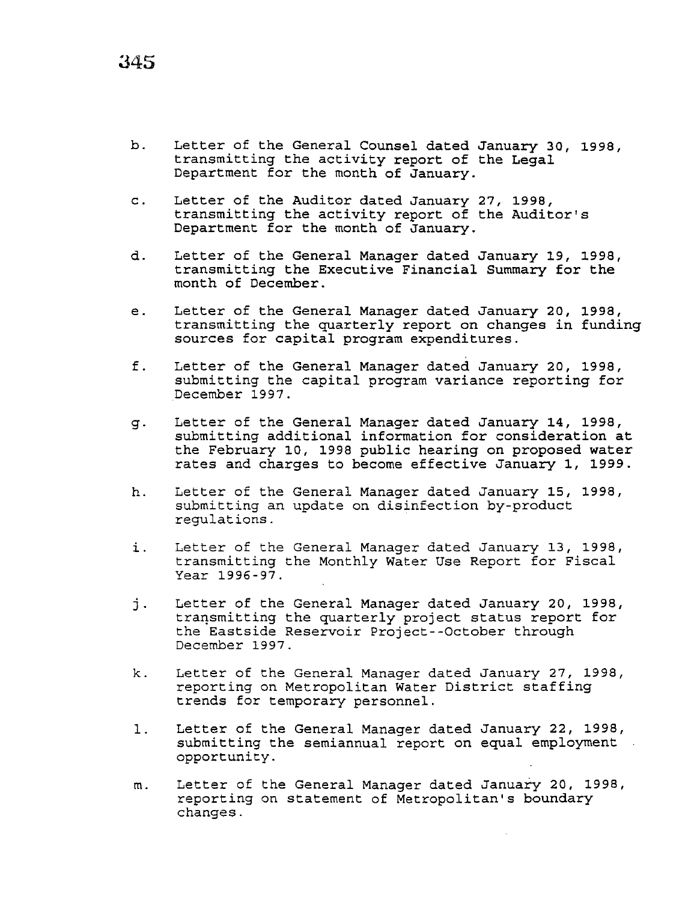b. Letter of the General Counsel dated January 30, 1998, transmitting the activity report of the Legal Department for the month of January.

c. Letter of the Auditor dated January 27, 1998, transmitting the activity report of the Auditor's Department for the month of January.

d. Letter of the General Manager dated January 19, 1998, transmitting the Executive Financial Summary for the month of December.

e. Letter of the General Manager dated January 20, 1998, transmitting the quarterly report on changes in funding sources for capital program expenditures.

f. Letter of the General Manager dated January 20, 1998, submitting the capital program variance reporting for December 1997.

g. Letter of the General Manager dated January 14, 1998, submitting additional information for consideration at the February 10, 1998 public hearing on proposed water rates and charges to become effective January 1, 1999.

h. Letter of the General Manager dated January 15, 1998, submitting an update on disinfection by-product regulations.

i. Letter of the General Manager dated January 13, 1998, transmitting the Monthly Water Use Report for Fiscal Year 1996-97.

j. Letter of the General Manager dated January 20, 1998, transmitting the quarterly project status report for the Eastside Reservoir Project--October through December 1997.

k. Letter of the General Manager dated January 27, 1998, reporting on Metropolitan Water District staffing trends for temporary personnel.

l. Letter of the General Manager dated January 22, 1998, submitting the semiannual report on equal employment opportunity.

m. Letter of the General Manager dated January 20, 1998, reporting on statement of Metropolitan's boundary changes.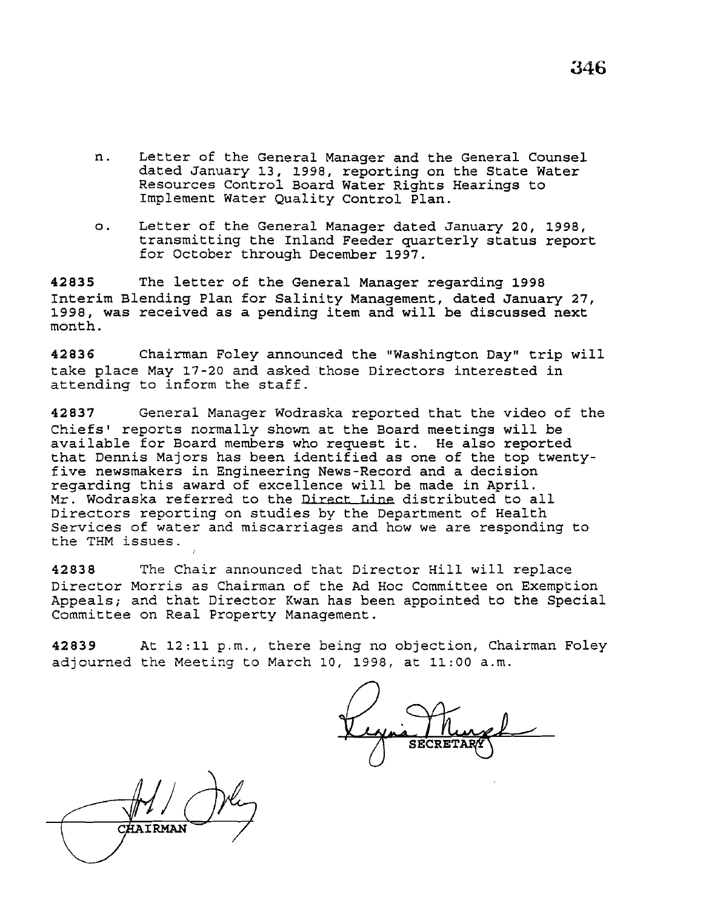n. Letter of the General Manager and the General Counsel dated January 13, 1998, reporting on the State Water Resources Control Board Water Rights Hearings to Implement Water Quality Control Plan.

o. Letter of the General Manager dated January 20, 1998, transmitting the Inland Feeder quarterly status report for October through December 1997.

**42835** The letter of the General Manager regarding 1998 Interim Blending Plan for Salinity Management, dated January 27, 1998, was received as a pending item and will be discussed next month.

**42836** Chairman Foley announced the "Washington Day" trip will take place May 17-20 and asked those Directors interested in attending to inform the staff.

**42837** General Manager Wodraska reported that the video of the Chiefs' reports normally shown at the Board meetings will be available for Board members who request it. He also reported that Dennis Majors has been identified as one of the top twenty-five newsmakers in Engineering News-Record and a decision regarding this award of excellence will be made in April. Mr. Wodraska referred to the Direct Line distributed to all Directors reporting on studies by the Department of Health Services of water and miscarriages and how we are responding to the THM issues.

**42838** The Chair announced that Director Hill will replace Director Morris as Chairman of the Ad Hoc Committee on Exemption Appeals; and that Director Kwan has been appointed to the Special Committee on Real Property Management.

**42839** At 12:11 p.m., there being no objection, Chairman Foley adjourned the Meeting to March 10, 1998, at 11:00 a.m.

SECRETARY

CHAIRMAN